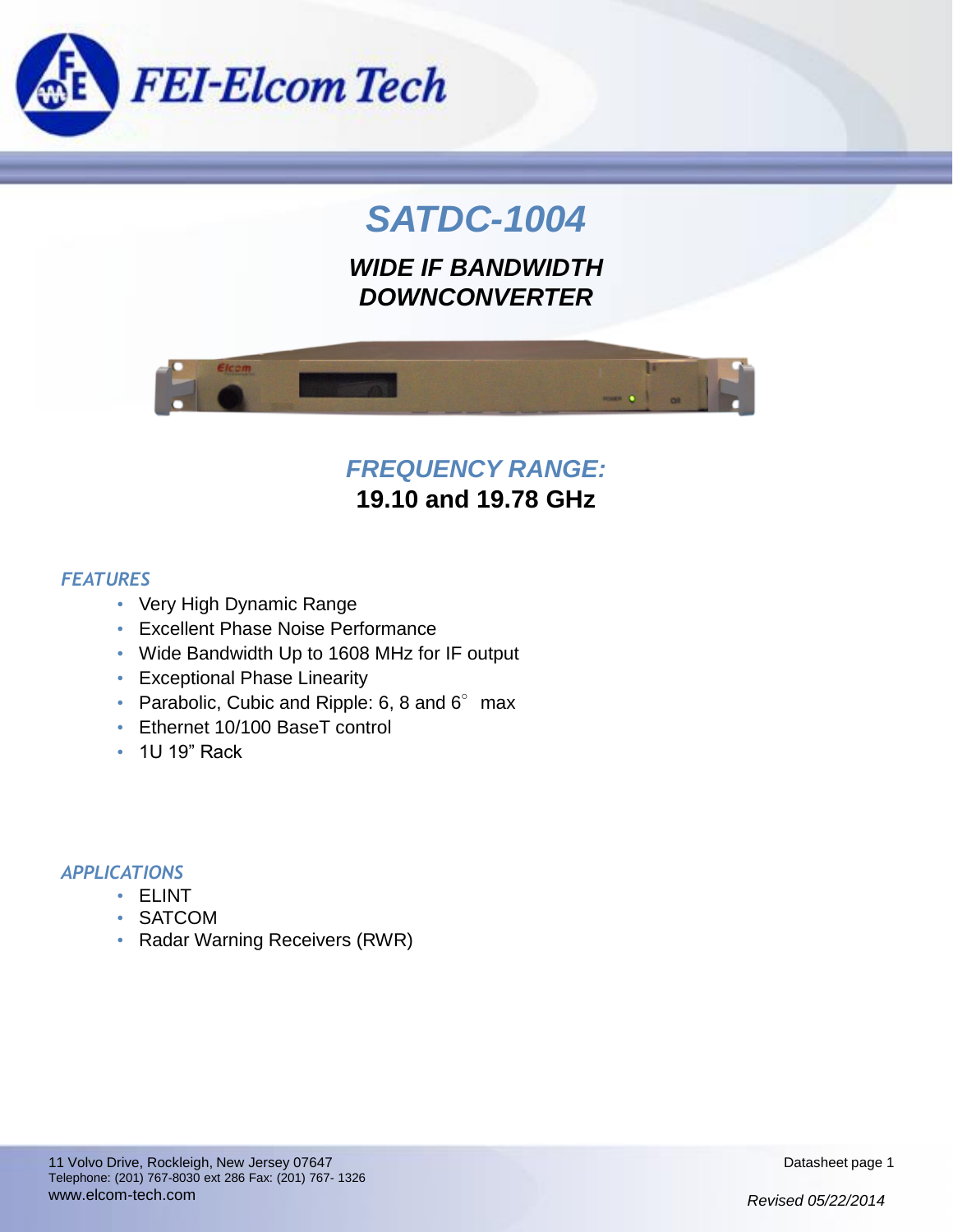# SATDC-1004

## *WIDE IF BANDWIDTH DOWNCONVERTER*

### *FREQUENCY RANGE:*

**19.10 and 19.78 GHz**

### *FEATURES*

- Very High Dynamic Range
- Excellent Phase Noise Performance
- Wide Bandwidth Up to 1608 MHz for IF output
- Exceptional Phase Linearity
- Parabolic, Cubic and Ripple: 6, 8 and 6° max
- Ethernet 10/100 BaseT control
- 1U 19" Rack

### *APPLICATIONS*

- ELINT
- SATCOM
- Radar Warning Receivers (RWR)

11 Volvo Drive, Rockleigh, New Jersey 07647
Telephone: (201) 767-8030 ext 286 Fax: (201) 767- 1326
www.elcom-tech.com

*Revised 05/22/2014*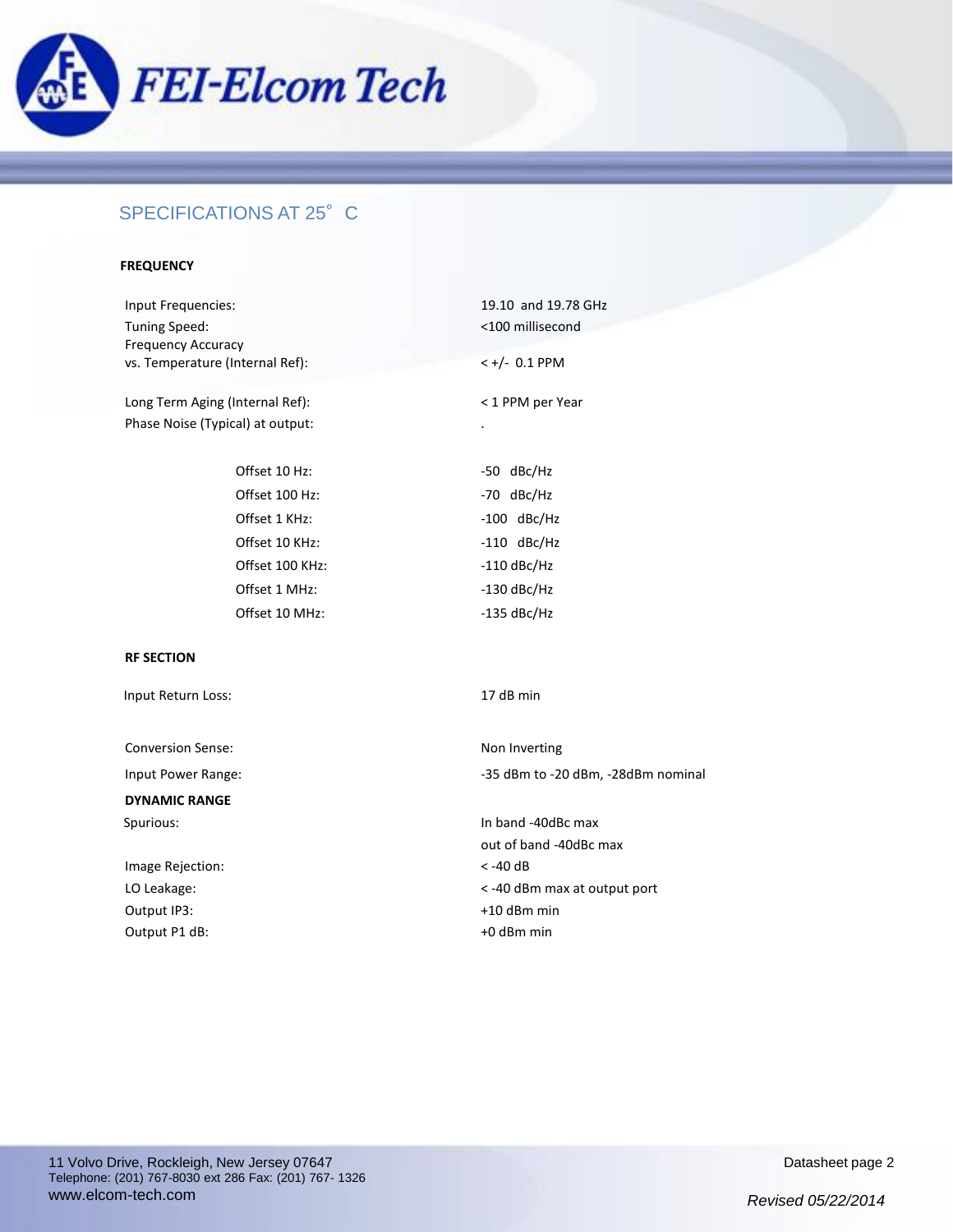## SPECIFICATIONS AT 25° C

### FREQUENCY

| | |
|---|---|
| Input Frequencies: | 19.10 and 19.78 GHz |
| Tuning Speed: | <100 millisecond |
| Frequency Accuracy vs. Temperature (Internal Ref): | < +/- 0.1 PPM |
| Long Term Aging (Internal Ref): | < 1 PPM per Year |
| Phase Noise (Typical) at output: | . |
| Offset 10 Hz: | -50 dBc/Hz |
| Offset 100 Hz: | -70 dBc/Hz |
| Offset 1 KHz: | -100 dBc/Hz |
| Offset 10 KHz: | -110 dBc/Hz |
| Offset 100 KHz: | -110 dBc/Hz |
| Offset 1 MHz: | -130 dBc/Hz |
| Offset 10 MHz: | -135 dBc/Hz |

### RF SECTION

| | |
|---|---|
| Input Return Loss: | 17 dB min |
| Conversion Sense: | Non Inverting |
| Input Power Range: | -35 dBm to -20 dBm, -28dBm nominal |

### DYNAMIC RANGE

| | |
|---|---|
| Spurious: | In band -40dBc max<br>out of band -40dBc max |
| Image Rejection: | < -40 dB |
| LO Leakage: | < -40 dBm max at output port |
| Output IP3: | +10 dBm min |
| Output P1 dB: | +0 dBm min |

11 Volvo Drive, Rockleigh, New Jersey 07647
Telephone: (201) 767-8030 ext 286 Fax: (201) 767- 1326
www.elcom-tech.com

*Revised 05/22/2014*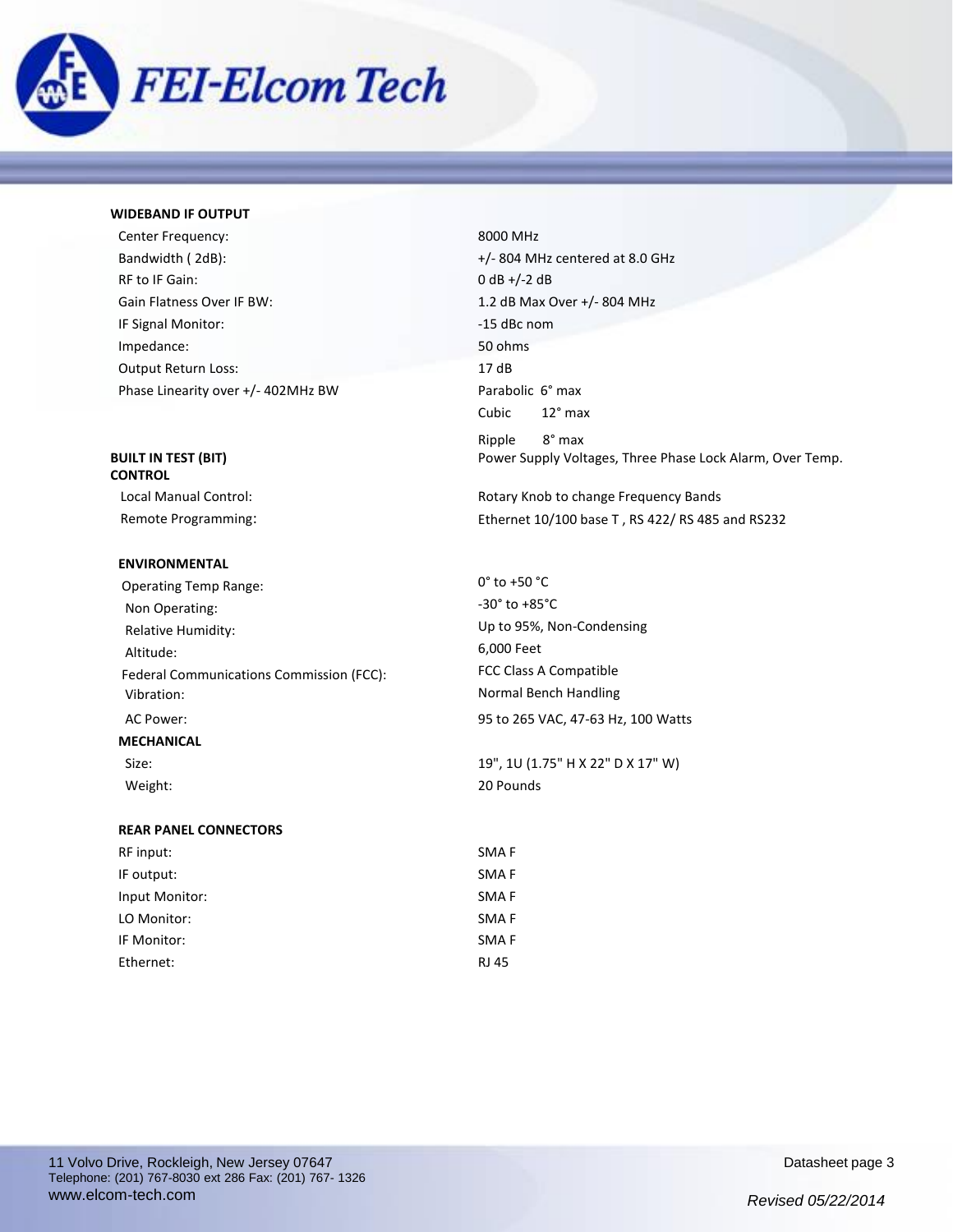**WIDEBAND IF OUTPUT**

| | |
|---|---|
| Center Frequency: | 8000 MHz |
| Bandwidth ( 2dB): | +/- 804 MHz centered at 8.0 GHz |
| RF to IF Gain: | 0 dB +/-2 dB |
| Gain Flatness Over IF BW: | 1.2 dB Max Over +/- 804 MHz |
| IF Signal Monitor: | -15 dBc nom |
| Impedance: | 50 ohms |
| Output Return Loss: | 17 dB |
| Phase Linearity over +/- 402MHz BW | Parabolic 6° max |
| | Cubic 12° max |
| | Ripple 8° max |

**BUILT IN TEST (BIT)** Power Supply Voltages, Three Phase Lock Alarm, Over Temp.

**CONTROL**

| | |
|---|---|
| Local Manual Control: | Rotary Knob to change Frequency Bands |
| Remote Programming: | Ethernet 10/100 base T , RS 422/ RS 485 and RS232 |

**ENVIRONMENTAL**

| | |
|---|---|
| Operating Temp Range: | 0° to +50 °C |
| Non Operating: | -30° to +85°C |
| Relative Humidity: | Up to 95%, Non-Condensing |
| Altitude: | 6,000 Feet |
| Federal Communications Commission (FCC): | FCC Class A Compatible |
| Vibration: | Normal Bench Handling |
| AC Power: | 95 to 265 VAC, 47-63 Hz, 100 Watts |

**MECHANICAL**

| | |
|---|---|
| Size: | 19", 1U (1.75" H X 22" D X 17" W) |
| Weight: | 20 Pounds |

**REAR PANEL CONNECTORS**

| | |
|---|---|
| RF input: | SMA F |
| IF output: | SMA F |
| Input Monitor: | SMA F |
| LO Monitor: | SMA F |
| IF Monitor: | SMA F |
| Ethernet: | RJ 45 |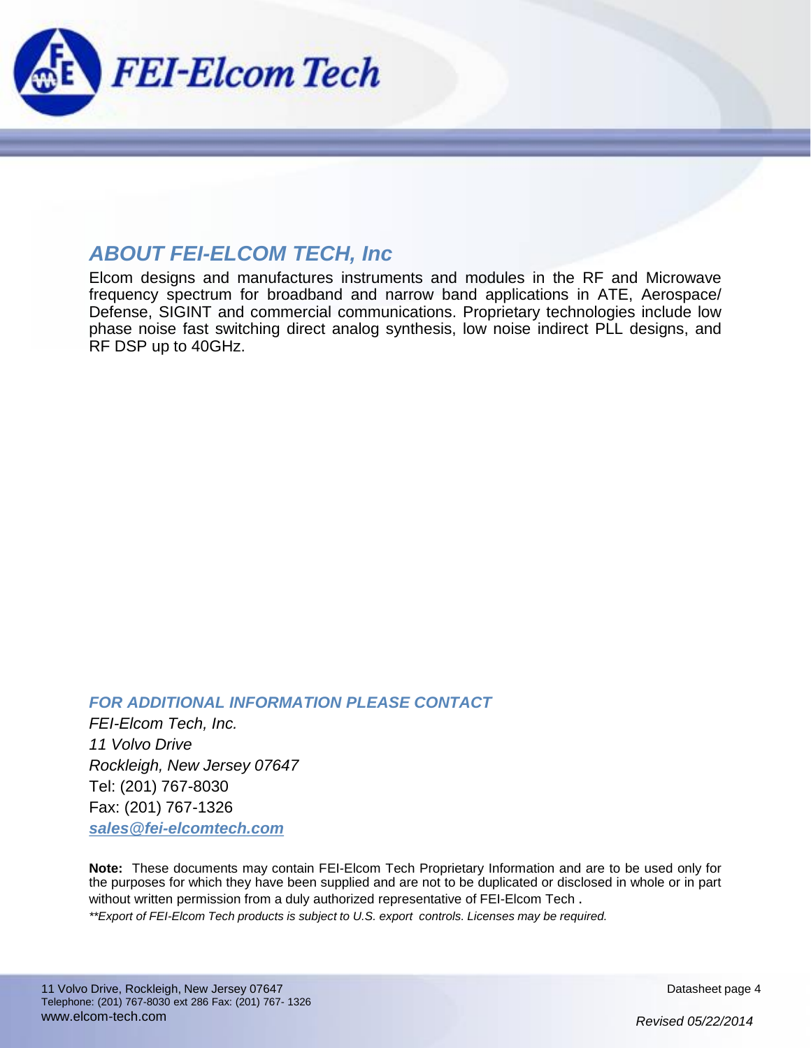## *ABOUT FEI-ELCOM TECH, Inc*

Elcom designs and manufactures instruments and modules in the RF and Microwave frequency spectrum for broadband and narrow band applications in ATE, Aerospace/ Defense, SIGINT and commercial communications. Proprietary technologies include low phase noise fast switching direct analog synthesis, low noise indirect PLL designs, and RF DSP up to 40GHz.

### *FOR ADDITIONAL INFORMATION PLEASE CONTACT*

*FEI-Elcom Tech, Inc.*
*11 Volvo Drive*
*Rockleigh, New Jersey 07647*
Tel: (201) 767-8030
Fax: (201) 767-1326
***sales@fei-elcomtech.com***

**Note:** These documents may contain FEI-Elcom Tech Proprietary Information and are to be used only for the purposes for which they have been supplied and are not to be duplicated or disclosed in whole or in part without written permission from a duly authorized representative of FEI-Elcom Tech .

*\*\*Export of FEI-Elcom Tech products is subject to U.S. export controls. Licenses may be required.*